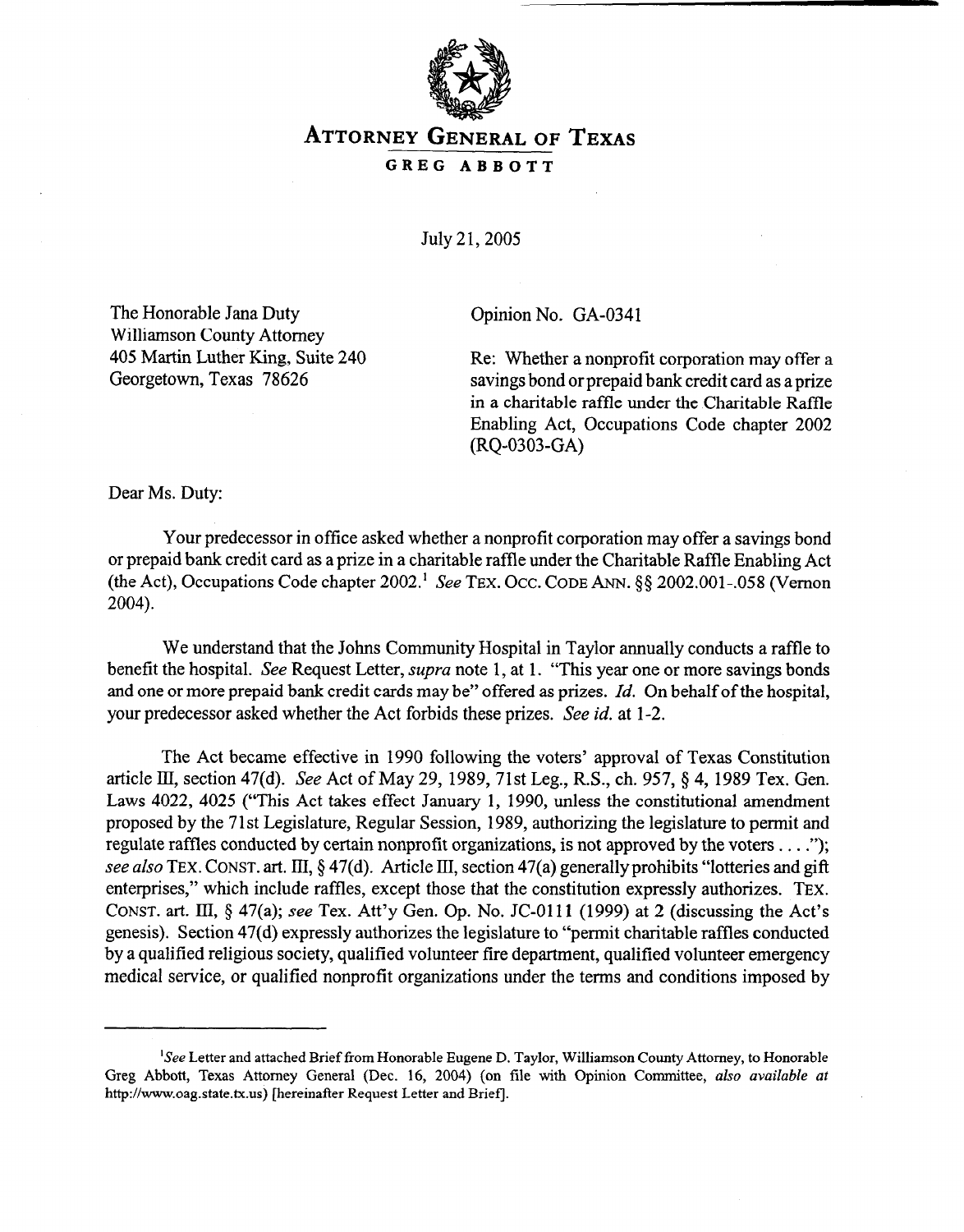# ATTORNEY GENERAL OF TEXAS

**GREG ABBOTT**

July 21, 2005

The Honorable Jana Duty
Williamson County Attorney
405 Martin Luther King, Suite 240
Georgetown, Texas 78626

Opinion No. GA-0341

Re: Whether a nonprofit corporation may offer a savings bond or prepaid bank credit card as a prize in a charitable raffle under the Charitable Raffle Enabling Act, Occupations Code chapter 2002 (RQ-0303-GA)

Dear Ms. Duty:

Your predecessor in office asked whether a nonprofit corporation may offer a savings bond or prepaid bank credit card as a prize in a charitable raffle under the Charitable Raffle Enabling Act (the Act), Occupations Code chapter 2002.[1] *See* TEX. OCC. CODE ANN. §§ 2002.001-.058 (Vernon 2004).

We understand that the Johns Community Hospital in Taylor annually conducts a raffle to benefit the hospital. *See* Request Letter, *supra* note 1, at 1. "This year one or more savings bonds and one or more prepaid bank credit cards may be" offered as prizes. *Id.* On behalf of the hospital, your predecessor asked whether the Act forbids these prizes. *See id.* at 1-2.

The Act became effective in 1990 following the voters' approval of Texas Constitution article III, section 47(d). *See* Act of May 29, 1989, 71st Leg., R.S., ch. 957, § 4, 1989 Tex. Gen. Laws 4022, 4025 ("This Act takes effect January 1, 1990, unless the constitutional amendment proposed by the 71st Legislature, Regular Session, 1989, authorizing the legislature to permit and regulate raffles conducted by certain nonprofit organizations, is not approved by the voters . . . ."); *see also* TEX. CONST. art. III, § 47(d). Article III, section 47(a) generally prohibits "lotteries and gift enterprises," which include raffles, except those that the constitution expressly authorizes. TEX. CONST. art. III, § 47(a); *see* Tex. Att'y Gen. Op. No. JC-0111 (1999) at 2 (discussing the Act's genesis). Section 47(d) expressly authorizes the legislature to "permit charitable raffles conducted by a qualified religious society, qualified volunteer fire department, qualified volunteer emergency medical service, or qualified nonprofit organizations under the terms and conditions imposed by

---

[1] *See* Letter and attached Brief from Honorable Eugene D. Taylor, Williamson County Attorney, to Honorable Greg Abbott, Texas Attorney General (Dec. 16, 2004) (on file with Opinion Committee, *also available at* http://www.oag.state.tx.us) [hereinafter Request Letter and Brief].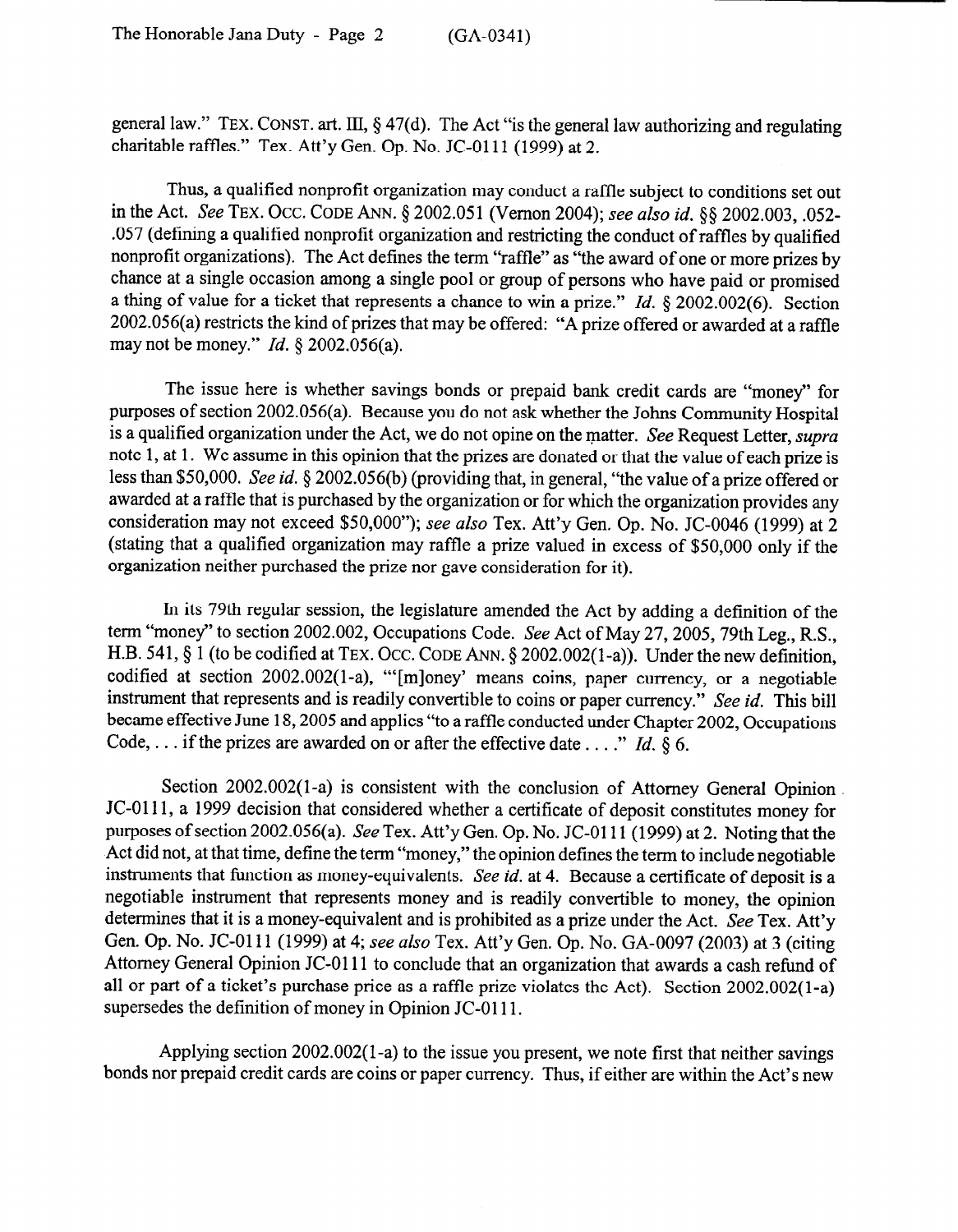general law." TEX. CONST. art. III, § 47(d). The Act "is the general law authorizing and regulating charitable raffles." Tex. Att'y Gen. Op. No. JC-0111 (1999) at 2.

Thus, a qualified nonprofit organization may conduct a raffle subject to conditions set out in the Act. *See* TEX. OCC. CODE ANN. § 2002.051 (Vernon 2004); *see also id.* §§ 2002.003, .052-.057 (defining a qualified nonprofit organization and restricting the conduct of raffles by qualified nonprofit organizations). The Act defines the term "raffle" as "the award of one or more prizes by chance at a single occasion among a single pool or group of persons who have paid or promised a thing of value for a ticket that represents a chance to win a prize." *Id.* § 2002.002(6). Section 2002.056(a) restricts the kind of prizes that may be offered: "A prize offered or awarded at a raffle may not be money." *Id.* § 2002.056(a).

The issue here is whether savings bonds or prepaid bank credit cards are "money" for purposes of section 2002.056(a). Because you do not ask whether the Johns Community Hospital is a qualified organization under the Act, we do not opine on the matter. *See* Request Letter, *supra* note 1, at 1. We assume in this opinion that the prizes are donated or that the value of each prize is less than $50,000. *See id.* § 2002.056(b) (providing that, in general, "the value of a prize offered or awarded at a raffle that is purchased by the organization or for which the organization provides any consideration may not exceed $50,000"); *see also* Tex. Att'y Gen. Op. No. JC-0046 (1999) at 2 (stating that a qualified organization may raffle a prize valued in excess of $50,000 only if the organization neither purchased the prize nor gave consideration for it).

In its 79th regular session, the legislature amended the Act by adding a definition of the term "money" to section 2002.002, Occupations Code. *See* Act of May 27, 2005, 79th Leg., R.S., H.B. 541, § 1 (to be codified at TEX. OCC. CODE ANN. § 2002.002(1-a)). Under the new definition, codified at section 2002.002(1-a), "'[m]oney' means coins, paper currency, or a negotiable instrument that represents and is readily convertible to coins or paper currency." *See id.* This bill became effective June 18, 2005 and applies "to a raffle conducted under Chapter 2002, Occupations Code, . . . if the prizes are awarded on or after the effective date . . . ." *Id.* § 6.

Section 2002.002(1-a) is consistent with the conclusion of Attorney General Opinion JC-0111, a 1999 decision that considered whether a certificate of deposit constitutes money for purposes of section 2002.056(a). *See* Tex. Att'y Gen. Op. No. JC-0111 (1999) at 2. Noting that the Act did not, at that time, define the term "money," the opinion defines the term to include negotiable instruments that function as money-equivalents. *See id.* at 4. Because a certificate of deposit is a negotiable instrument that represents money and is readily convertible to money, the opinion determines that it is a money-equivalent and is prohibited as a prize under the Act. *See* Tex. Att'y Gen. Op. No. JC-0111 (1999) at 4; *see also* Tex. Att'y Gen. Op. No. GA-0097 (2003) at 3 (citing Attorney General Opinion JC-0111 to conclude that an organization that awards a cash refund of all or part of a ticket's purchase price as a raffle prize violates the Act). Section 2002.002(1-a) supersedes the definition of money in Opinion JC-0111.

Applying section 2002.002(1-a) to the issue you present, we note first that neither savings bonds nor prepaid credit cards are coins or paper currency. Thus, if either are within the Act's new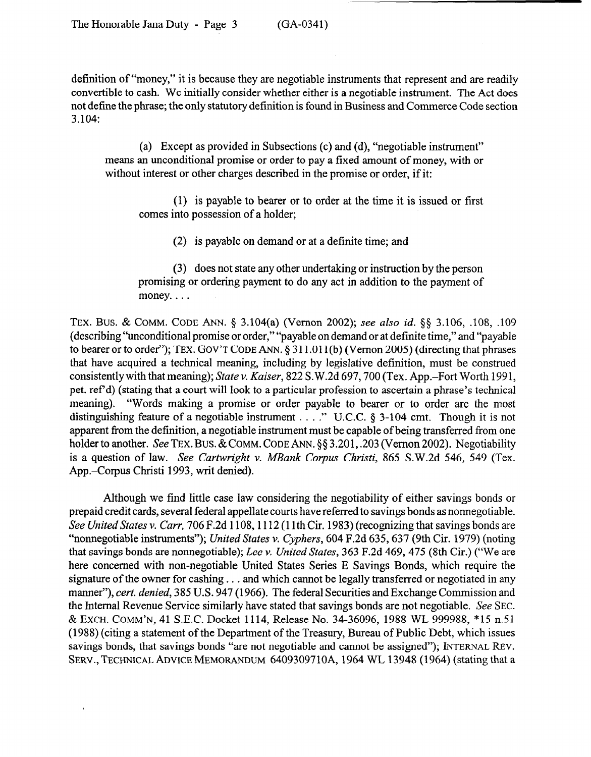definition of "money," it is because they are negotiable instruments that represent and are readily convertible to cash. We initially consider whether either is a negotiable instrument. The Act does not define the phrase; the only statutory definition is found in Business and Commerce Code section 3.104:

> (a) Except as provided in Subsections (c) and (d), "negotiable instrument" means an unconditional promise or order to pay a fixed amount of money, with or without interest or other charges described in the promise or order, if it:
>
> > (1) is payable to bearer or to order at the time it is issued or first comes into possession of a holder;
> >
> > (2) is payable on demand or at a definite time; and
> >
> > (3) does not state any other undertaking or instruction by the person promising or ordering payment to do any act in addition to the payment of money. . . .

TEX. BUS. & COMM. CODE ANN. § 3.104(a) (Vernon 2002); *see also id.* §§ 3.106, .108, .109 (describing "unconditional promise or order," "payable on demand or at definite time," and "payable to bearer or to order"); TEX. GOV'T CODE ANN. § 311.011(b) (Vernon 2005) (directing that phrases that have acquired a technical meaning, including by legislative definition, must be construed consistently with that meaning); *State v. Kaiser*, 822 S.W.2d 697, 700 (Tex. App.–Fort Worth 1991, pet. ref'd) (stating that a court will look to a particular profession to ascertain a phrase's technical meaning). "Words making a promise or order payable to bearer or to order are the most distinguishing feature of a negotiable instrument . . . ." U.C.C. § 3-104 cmt. Though it is not apparent from the definition, a negotiable instrument must be capable of being transferred from one holder to another. *See* TEX. BUS. & COMM. CODE ANN. §§ 3.201, .203 (Vernon 2002). Negotiability is a question of law. *See Cartwright v. MBank Corpus Christi*, 865 S.W.2d 546, 549 (Tex. App.–Corpus Christi 1993, writ denied).

Although we find little case law considering the negotiability of either savings bonds or prepaid credit cards, several federal appellate courts have referred to savings bonds as nonnegotiable. *See United States v. Carr*, 706 F.2d 1108, 1112 (11th Cir. 1983) (recognizing that savings bonds are "nonnegotiable instruments"); *United States v. Cyphers*, 604 F.2d 635, 637 (9th Cir. 1979) (noting that savings bonds are nonnegotiable); *Lee v. United States*, 363 F.2d 469, 475 (8th Cir.) ("We are here concerned with non-negotiable United States Series E Savings Bonds, which require the signature of the owner for cashing . . . and which cannot be legally transferred or negotiated in any manner"), *cert. denied*, 385 U.S. 947 (1966). The federal Securities and Exchange Commission and the Internal Revenue Service similarly have stated that savings bonds are not negotiable. *See* SEC. & EXCH. COMM'N, 41 S.E.C. Docket 1114, Release No. 34-36096, 1988 WL 999988, *15 n.51 (1988) (citing a statement of the Department of the Treasury, Bureau of Public Debt, which issues savings bonds, that savings bonds "are not negotiable and cannot be assigned"); INTERNAL REV. SERV., TECHNICAL ADVICE MEMORANDUM 6409309710A, 1964 WL 13948 (1964) (stating that a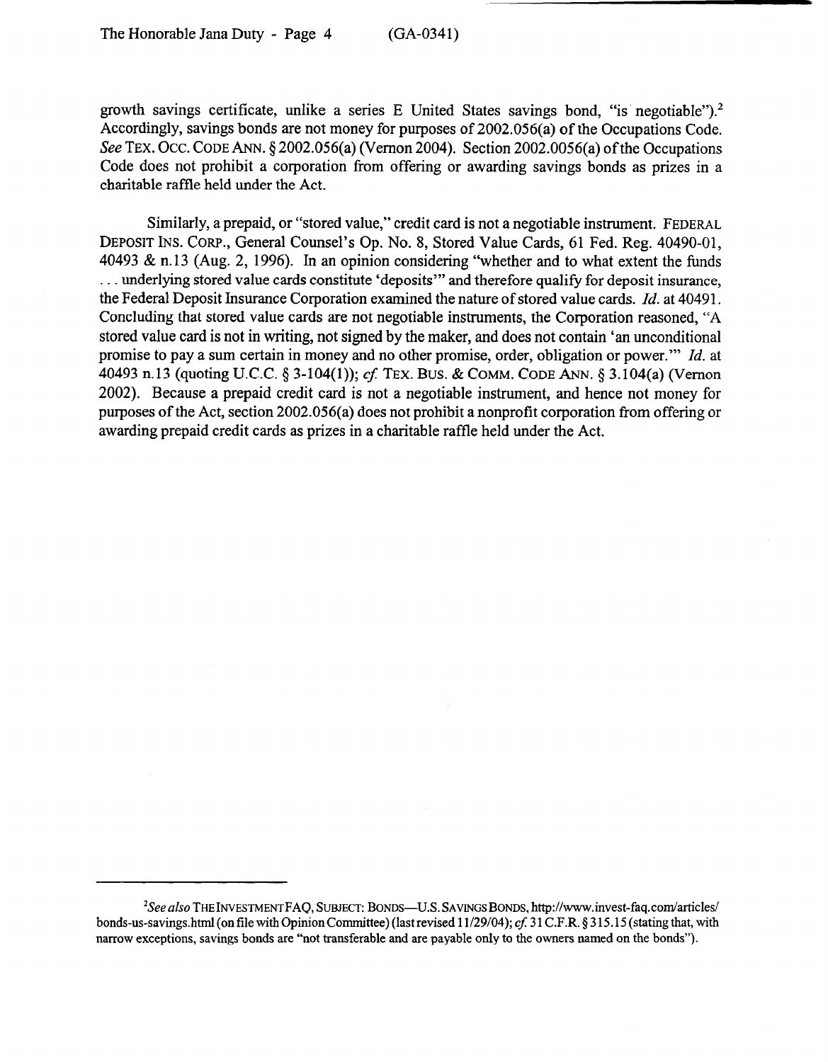growth savings certificate, unlike a series E United States savings bond, "is negotiable").[2] Accordingly, savings bonds are not money for purposes of 2002.056(a) of the Occupations Code. *See* TEX. OCC. CODE ANN. § 2002.056(a) (Vernon 2004). Section 2002.0056(a) of the Occupations Code does not prohibit a corporation from offering or awarding savings bonds as prizes in a charitable raffle held under the Act.

Similarly, a prepaid, or "stored value," credit card is not a negotiable instrument. FEDERAL DEPOSIT INS. CORP., General Counsel's Op. No. 8, Stored Value Cards, 61 Fed. Reg. 40490-01, 40493 & n.13 (Aug. 2, 1996). In an opinion considering "whether and to what extent the funds . . . underlying stored value cards constitute 'deposits'" and therefore qualify for deposit insurance, the Federal Deposit Insurance Corporation examined the nature of stored value cards. *Id.* at 40491. Concluding that stored value cards are not negotiable instruments, the Corporation reasoned, "A stored value card is not in writing, not signed by the maker, and does not contain 'an unconditional promise to pay a sum certain in money and no other promise, order, obligation or power.'" *Id.* at 40493 n.13 (quoting U.C.C. § 3-104(1)); *cf.* TEX. BUS. & COMM. CODE ANN. § 3.104(a) (Vernon 2002). Because a prepaid credit card is not a negotiable instrument, and hence not money for purposes of the Act, section 2002.056(a) does not prohibit a nonprofit corporation from offering or awarding prepaid credit cards as prizes in a charitable raffle held under the Act.

---

[2] *See also* THE INVESTMENT FAQ, SUBJECT: BONDS—U.S. SAVINGS BONDS, http://www.invest-faq.com/articles/bonds-us-savings.html (on file with Opinion Committee) (last revised 11/29/04); *cf.* 31 C.F.R. § 315.15 (stating that, with narrow exceptions, savings bonds are "not transferable and are payable only to the owners named on the bonds").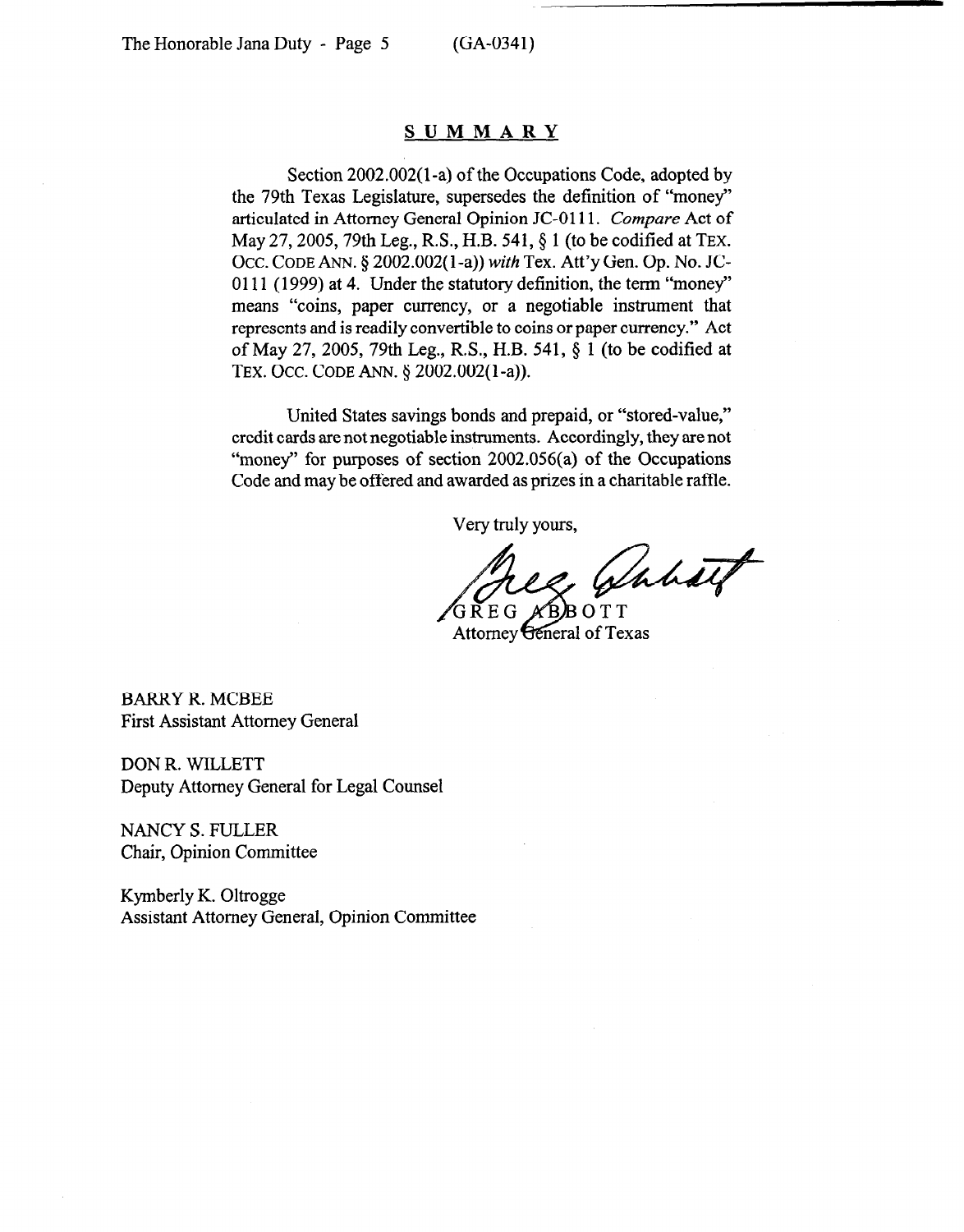## SUMMARY

Section 2002.002(1-a) of the Occupations Code, adopted by the 79th Texas Legislature, supersedes the definition of "money" articulated in Attorney General Opinion JC-0111. *Compare* Act of May 27, 2005, 79th Leg., R.S., H.B. 541, § 1 (to be codified at TEX. OCC. CODE ANN. § 2002.002(1-a)) *with* Tex. Att'y Gen. Op. No. JC-0111 (1999) at 4. Under the statutory definition, the term "money" means "coins, paper currency, or a negotiable instrument that represents and is readily convertible to coins or paper currency." Act of May 27, 2005, 79th Leg., R.S., H.B. 541, § 1 (to be codified at TEX. OCC. CODE ANN. § 2002.002(1-a)).

United States savings bonds and prepaid, or "stored-value," credit cards are not negotiable instruments. Accordingly, they are not "money" for purposes of section 2002.056(a) of the Occupations Code and may be offered and awarded as prizes in a charitable raffle.

Very truly yours,

GREG ABBOTT
Attorney General of Texas

BARRY R. MCBEE
First Assistant Attorney General

DON R. WILLETT
Deputy Attorney General for Legal Counsel

NANCY S. FULLER
Chair, Opinion Committee

Kymberly K. Oltrogge
Assistant Attorney General, Opinion Committee